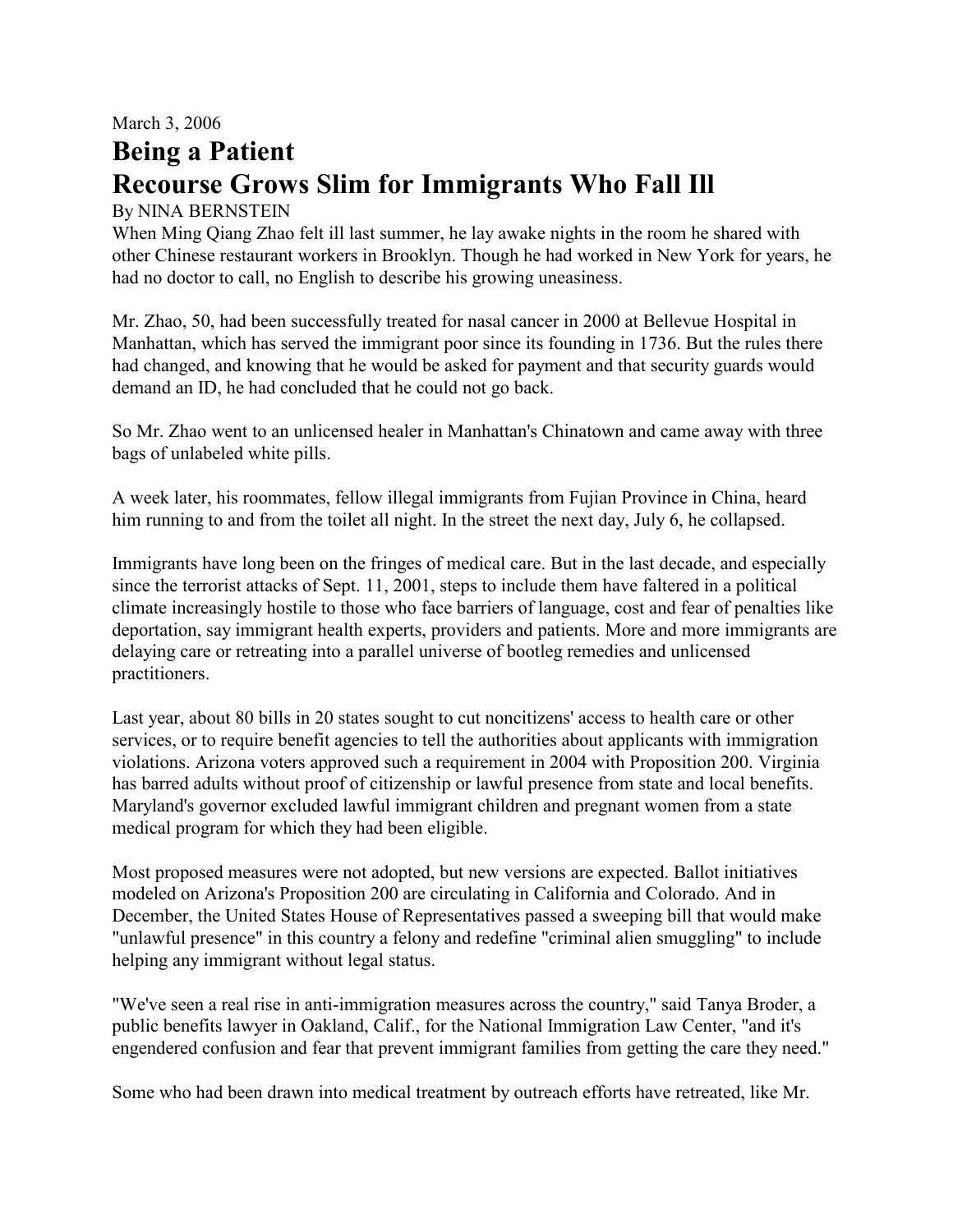March 3, 2006

# Being a Patient

# Recourse Grows Slim for Immigrants Who Fall Ill

By NINA BERNSTEIN

When Ming Qiang Zhao felt ill last summer, he lay awake nights in the room he shared with other Chinese restaurant workers in Brooklyn. Though he had worked in New York for years, he had no doctor to call, no English to describe his growing uneasiness.

Mr. Zhao, 50, had been successfully treated for nasal cancer in 2000 at Bellevue Hospital in Manhattan, which has served the immigrant poor since its founding in 1736. But the rules there had changed, and knowing that he would be asked for payment and that security guards would demand an ID, he had concluded that he could not go back.

So Mr. Zhao went to an unlicensed healer in Manhattan's Chinatown and came away with three bags of unlabeled white pills.

A week later, his roommates, fellow illegal immigrants from Fujian Province in China, heard him running to and from the toilet all night. In the street the next day, July 6, he collapsed.

Immigrants have long been on the fringes of medical care. But in the last decade, and especially since the terrorist attacks of Sept. 11, 2001, steps to include them have faltered in a political climate increasingly hostile to those who face barriers of language, cost and fear of penalties like deportation, say immigrant health experts, providers and patients. More and more immigrants are delaying care or retreating into a parallel universe of bootleg remedies and unlicensed practitioners.

Last year, about 80 bills in 20 states sought to cut noncitizens' access to health care or other services, or to require benefit agencies to tell the authorities about applicants with immigration violations. Arizona voters approved such a requirement in 2004 with Proposition 200. Virginia has barred adults without proof of citizenship or lawful presence from state and local benefits. Maryland's governor excluded lawful immigrant children and pregnant women from a state medical program for which they had been eligible.

Most proposed measures were not adopted, but new versions are expected. Ballot initiatives modeled on Arizona's Proposition 200 are circulating in California and Colorado. And in December, the United States House of Representatives passed a sweeping bill that would make "unlawful presence" in this country a felony and redefine "criminal alien smuggling" to include helping any immigrant without legal status.

"We've seen a real rise in anti-immigration measures across the country," said Tanya Broder, a public benefits lawyer in Oakland, Calif., for the National Immigration Law Center, "and it's engendered confusion and fear that prevent immigrant families from getting the care they need."

Some who had been drawn into medical treatment by outreach efforts have retreated, like Mr.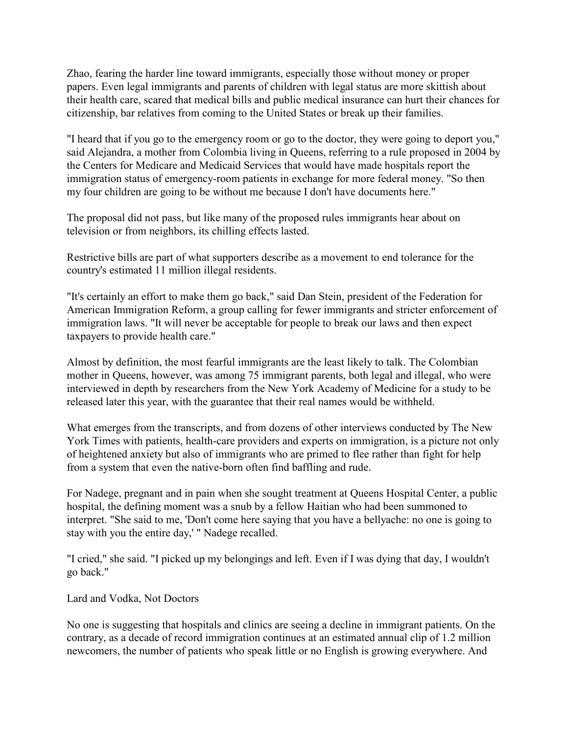Zhao, fearing the harder line toward immigrants, especially those without money or proper papers. Even legal immigrants and parents of children with legal status are more skittish about their health care, scared that medical bills and public medical insurance can hurt their chances for citizenship, bar relatives from coming to the United States or break up their families.

"I heard that if you go to the emergency room or go to the doctor, they were going to deport you," said Alejandra, a mother from Colombia living in Queens, referring to a rule proposed in 2004 by the Centers for Medicare and Medicaid Services that would have made hospitals report the immigration status of emergency-room patients in exchange for more federal money. "So then my four children are going to be without me because I don't have documents here."

The proposal did not pass, but like many of the proposed rules immigrants hear about on television or from neighbors, its chilling effects lasted.

Restrictive bills are part of what supporters describe as a movement to end tolerance for the country's estimated 11 million illegal residents.

"It's certainly an effort to make them go back," said Dan Stein, president of the Federation for American Immigration Reform, a group calling for fewer immigrants and stricter enforcement of immigration laws. "It will never be acceptable for people to break our laws and then expect taxpayers to provide health care."

Almost by definition, the most fearful immigrants are the least likely to talk. The Colombian mother in Queens, however, was among 75 immigrant parents, both legal and illegal, who were interviewed in depth by researchers from the New York Academy of Medicine for a study to be released later this year, with the guarantee that their real names would be withheld.

What emerges from the transcripts, and from dozens of other interviews conducted by The New York Times with patients, health-care providers and experts on immigration, is a picture not only of heightened anxiety but also of immigrants who are primed to flee rather than fight for help from a system that even the native-born often find baffling and rude.

For Nadege, pregnant and in pain when she sought treatment at Queens Hospital Center, a public hospital, the defining moment was a snub by a fellow Haitian who had been summoned to interpret. "She said to me, 'Don't come here saying that you have a bellyache: no one is going to stay with you the entire day,' " Nadege recalled.

"I cried," she said. "I picked up my belongings and left. Even if I was dying that day, I wouldn't go back."

## Lard and Vodka, Not Doctors

No one is suggesting that hospitals and clinics are seeing a decline in immigrant patients. On the contrary, as a decade of record immigration continues at an estimated annual clip of 1.2 million newcomers, the number of patients who speak little or no English is growing everywhere. And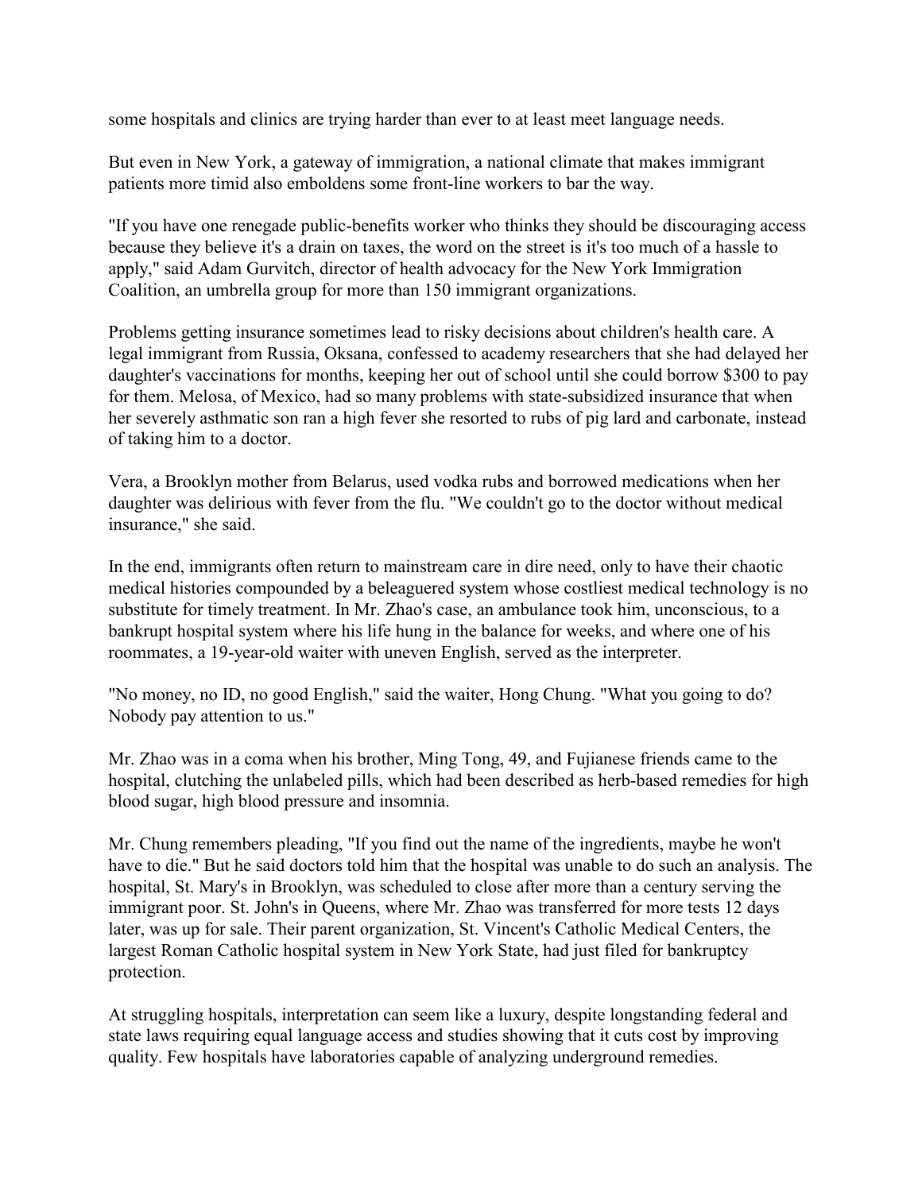some hospitals and clinics are trying harder than ever to at least meet language needs.

But even in New York, a gateway of immigration, a national climate that makes immigrant patients more timid also emboldens some front-line workers to bar the way.

"If you have one renegade public-benefits worker who thinks they should be discouraging access because they believe it's a drain on taxes, the word on the street is it's too much of a hassle to apply," said Adam Gurvitch, director of health advocacy for the New York Immigration Coalition, an umbrella group for more than 150 immigrant organizations.

Problems getting insurance sometimes lead to risky decisions about children's health care. A legal immigrant from Russia, Oksana, confessed to academy researchers that she had delayed her daughter's vaccinations for months, keeping her out of school until she could borrow $300 to pay for them. Melosa, of Mexico, had so many problems with state-subsidized insurance that when her severely asthmatic son ran a high fever she resorted to rubs of pig lard and carbonate, instead of taking him to a doctor.

Vera, a Brooklyn mother from Belarus, used vodka rubs and borrowed medications when her daughter was delirious with fever from the flu. "We couldn't go to the doctor without medical insurance," she said.

In the end, immigrants often return to mainstream care in dire need, only to have their chaotic medical histories compounded by a beleaguered system whose costliest medical technology is no substitute for timely treatment. In Mr. Zhao's case, an ambulance took him, unconscious, to a bankrupt hospital system where his life hung in the balance for weeks, and where one of his roommates, a 19-year-old waiter with uneven English, served as the interpreter.

"No money, no ID, no good English," said the waiter, Hong Chung. "What you going to do? Nobody pay attention to us."

Mr. Zhao was in a coma when his brother, Ming Tong, 49, and Fujianese friends came to the hospital, clutching the unlabeled pills, which had been described as herb-based remedies for high blood sugar, high blood pressure and insomnia.

Mr. Chung remembers pleading, "If you find out the name of the ingredients, maybe he won't have to die." But he said doctors told him that the hospital was unable to do such an analysis. The hospital, St. Mary's in Brooklyn, was scheduled to close after more than a century serving the immigrant poor. St. John's in Queens, where Mr. Zhao was transferred for more tests 12 days later, was up for sale. Their parent organization, St. Vincent's Catholic Medical Centers, the largest Roman Catholic hospital system in New York State, had just filed for bankruptcy protection.

At struggling hospitals, interpretation can seem like a luxury, despite longstanding federal and state laws requiring equal language access and studies showing that it cuts cost by improving quality. Few hospitals have laboratories capable of analyzing underground remedies.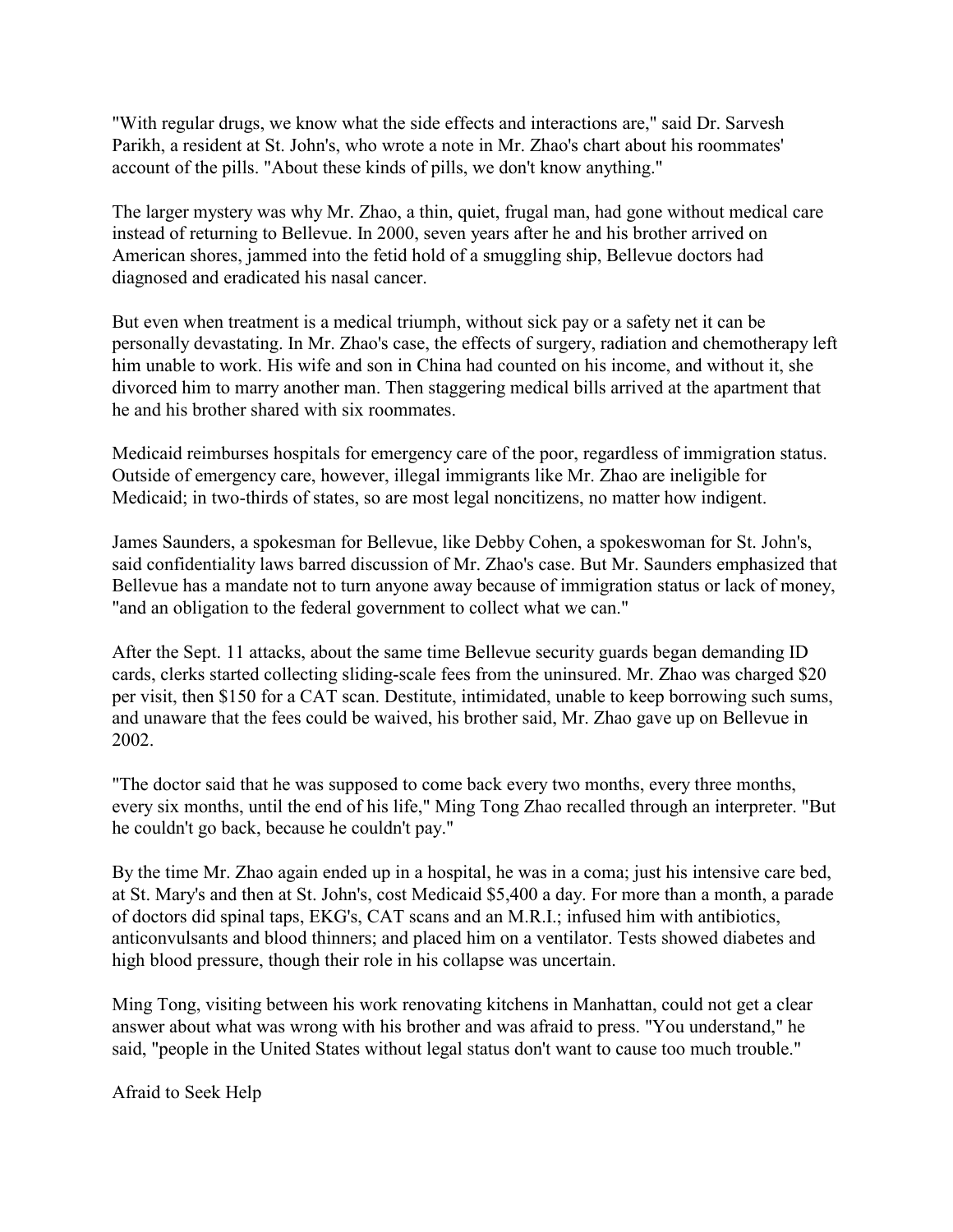"With regular drugs, we know what the side effects and interactions are," said Dr. Sarvesh Parikh, a resident at St. John's, who wrote a note in Mr. Zhao's chart about his roommates' account of the pills. "About these kinds of pills, we don't know anything."

The larger mystery was why Mr. Zhao, a thin, quiet, frugal man, had gone without medical care instead of returning to Bellevue. In 2000, seven years after he and his brother arrived on American shores, jammed into the fetid hold of a smuggling ship, Bellevue doctors had diagnosed and eradicated his nasal cancer.

But even when treatment is a medical triumph, without sick pay or a safety net it can be personally devastating. In Mr. Zhao's case, the effects of surgery, radiation and chemotherapy left him unable to work. His wife and son in China had counted on his income, and without it, she divorced him to marry another man. Then staggering medical bills arrived at the apartment that he and his brother shared with six roommates.

Medicaid reimburses hospitals for emergency care of the poor, regardless of immigration status. Outside of emergency care, however, illegal immigrants like Mr. Zhao are ineligible for Medicaid; in two-thirds of states, so are most legal noncitizens, no matter how indigent.

James Saunders, a spokesman for Bellevue, like Debby Cohen, a spokeswoman for St. John's, said confidentiality laws barred discussion of Mr. Zhao's case. But Mr. Saunders emphasized that Bellevue has a mandate not to turn anyone away because of immigration status or lack of money, "and an obligation to the federal government to collect what we can."

After the Sept. 11 attacks, about the same time Bellevue security guards began demanding ID cards, clerks started collecting sliding-scale fees from the uninsured. Mr. Zhao was charged $20 per visit, then $150 for a CAT scan. Destitute, intimidated, unable to keep borrowing such sums, and unaware that the fees could be waived, his brother said, Mr. Zhao gave up on Bellevue in 2002.

"The doctor said that he was supposed to come back every two months, every three months, every six months, until the end of his life," Ming Tong Zhao recalled through an interpreter. "But he couldn't go back, because he couldn't pay."

By the time Mr. Zhao again ended up in a hospital, he was in a coma; just his intensive care bed, at St. Mary's and then at St. John's, cost Medicaid $5,400 a day. For more than a month, a parade of doctors did spinal taps, EKG's, CAT scans and an M.R.I.; infused him with antibiotics, anticonvulsants and blood thinners; and placed him on a ventilator. Tests showed diabetes and high blood pressure, though their role in his collapse was uncertain.

Ming Tong, visiting between his work renovating kitchens in Manhattan, could not get a clear answer about what was wrong with his brother and was afraid to press. "You understand," he said, "people in the United States without legal status don't want to cause too much trouble."

## Afraid to Seek Help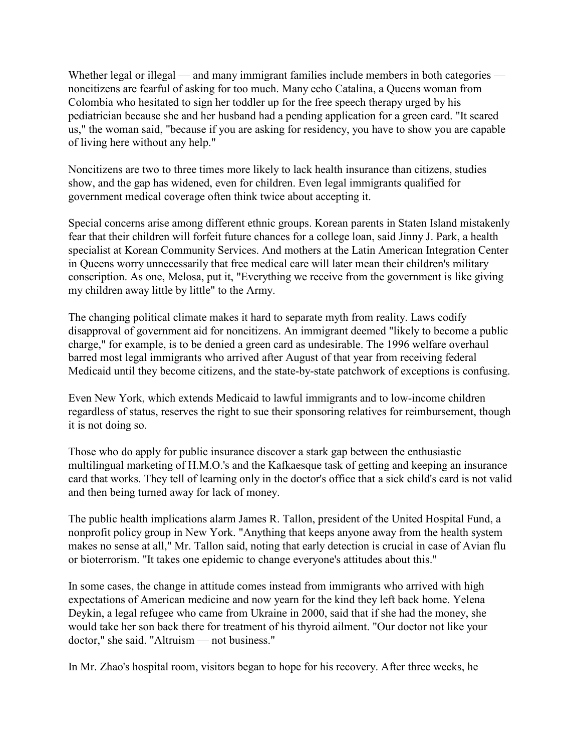Whether legal or illegal — and many immigrant families include members in both categories — noncitizens are fearful of asking for too much. Many echo Catalina, a Queens woman from Colombia who hesitated to sign her toddler up for the free speech therapy urged by his pediatrician because she and her husband had a pending application for a green card. "It scared us," the woman said, "because if you are asking for residency, you have to show you are capable of living here without any help."

Noncitizens are two to three times more likely to lack health insurance than citizens, studies show, and the gap has widened, even for children. Even legal immigrants qualified for government medical coverage often think twice about accepting it.

Special concerns arise among different ethnic groups. Korean parents in Staten Island mistakenly fear that their children will forfeit future chances for a college loan, said Jinny J. Park, a health specialist at Korean Community Services. And mothers at the Latin American Integration Center in Queens worry unnecessarily that free medical care will later mean their children's military conscription. As one, Melosa, put it, "Everything we receive from the government is like giving my children away little by little" to the Army.

The changing political climate makes it hard to separate myth from reality. Laws codify disapproval of government aid for noncitizens. An immigrant deemed "likely to become a public charge," for example, is to be denied a green card as undesirable. The 1996 welfare overhaul barred most legal immigrants who arrived after August of that year from receiving federal Medicaid until they become citizens, and the state-by-state patchwork of exceptions is confusing.

Even New York, which extends Medicaid to lawful immigrants and to low-income children regardless of status, reserves the right to sue their sponsoring relatives for reimbursement, though it is not doing so.

Those who do apply for public insurance discover a stark gap between the enthusiastic multilingual marketing of H.M.O.'s and the Kafkaesque task of getting and keeping an insurance card that works. They tell of learning only in the doctor's office that a sick child's card is not valid and then being turned away for lack of money.

The public health implications alarm James R. Tallon, president of the United Hospital Fund, a nonprofit policy group in New York. "Anything that keeps anyone away from the health system makes no sense at all," Mr. Tallon said, noting that early detection is crucial in case of Avian flu or bioterrorism. "It takes one epidemic to change everyone's attitudes about this."

In some cases, the change in attitude comes instead from immigrants who arrived with high expectations of American medicine and now yearn for the kind they left back home. Yelena Deykin, a legal refugee who came from Ukraine in 2000, said that if she had the money, she would take her son back there for treatment of his thyroid ailment. "Our doctor not like your doctor," she said. "Altruism — not business."

In Mr. Zhao's hospital room, visitors began to hope for his recovery. After three weeks, he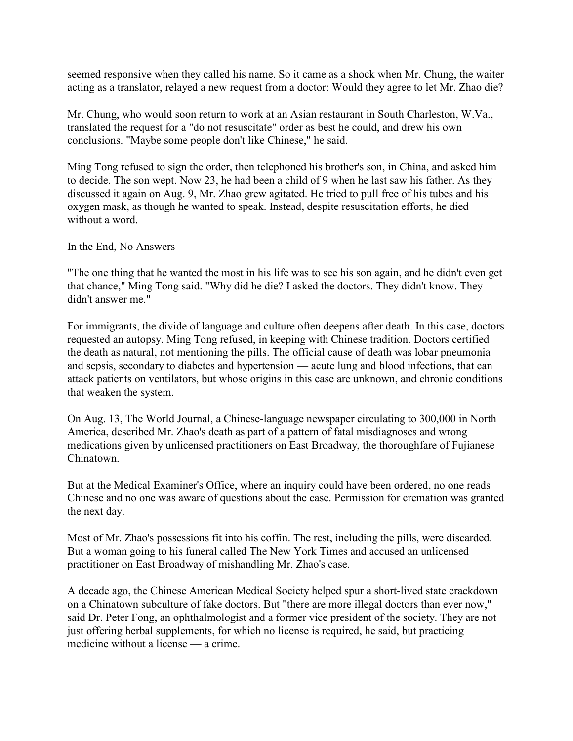seemed responsive when they called his name. So it came as a shock when Mr. Chung, the waiter acting as a translator, relayed a new request from a doctor: Would they agree to let Mr. Zhao die?

Mr. Chung, who would soon return to work at an Asian restaurant in South Charleston, W.Va., translated the request for a "do not resuscitate" order as best he could, and drew his own conclusions. "Maybe some people don't like Chinese," he said.

Ming Tong refused to sign the order, then telephoned his brother's son, in China, and asked him to decide. The son wept. Now 23, he had been a child of 9 when he last saw his father. As they discussed it again on Aug. 9, Mr. Zhao grew agitated. He tried to pull free of his tubes and his oxygen mask, as though he wanted to speak. Instead, despite resuscitation efforts, he died without a word.

## In the End, No Answers

"The one thing that he wanted the most in his life was to see his son again, and he didn't even get that chance," Ming Tong said. "Why did he die? I asked the doctors. They didn't know. They didn't answer me."

For immigrants, the divide of language and culture often deepens after death. In this case, doctors requested an autopsy. Ming Tong refused, in keeping with Chinese tradition. Doctors certified the death as natural, not mentioning the pills. The official cause of death was lobar pneumonia and sepsis, secondary to diabetes and hypertension — acute lung and blood infections, that can attack patients on ventilators, but whose origins in this case are unknown, and chronic conditions that weaken the system.

On Aug. 13, The World Journal, a Chinese-language newspaper circulating to 300,000 in North America, described Mr. Zhao's death as part of a pattern of fatal misdiagnoses and wrong medications given by unlicensed practitioners on East Broadway, the thoroughfare of Fujianese Chinatown.

But at the Medical Examiner's Office, where an inquiry could have been ordered, no one reads Chinese and no one was aware of questions about the case. Permission for cremation was granted the next day.

Most of Mr. Zhao's possessions fit into his coffin. The rest, including the pills, were discarded. But a woman going to his funeral called The New York Times and accused an unlicensed practitioner on East Broadway of mishandling Mr. Zhao's case.

A decade ago, the Chinese American Medical Society helped spur a short-lived state crackdown on a Chinatown subculture of fake doctors. But "there are more illegal doctors than ever now," said Dr. Peter Fong, an ophthalmologist and a former vice president of the society. They are not just offering herbal supplements, for which no license is required, he said, but practicing medicine without a license — a crime.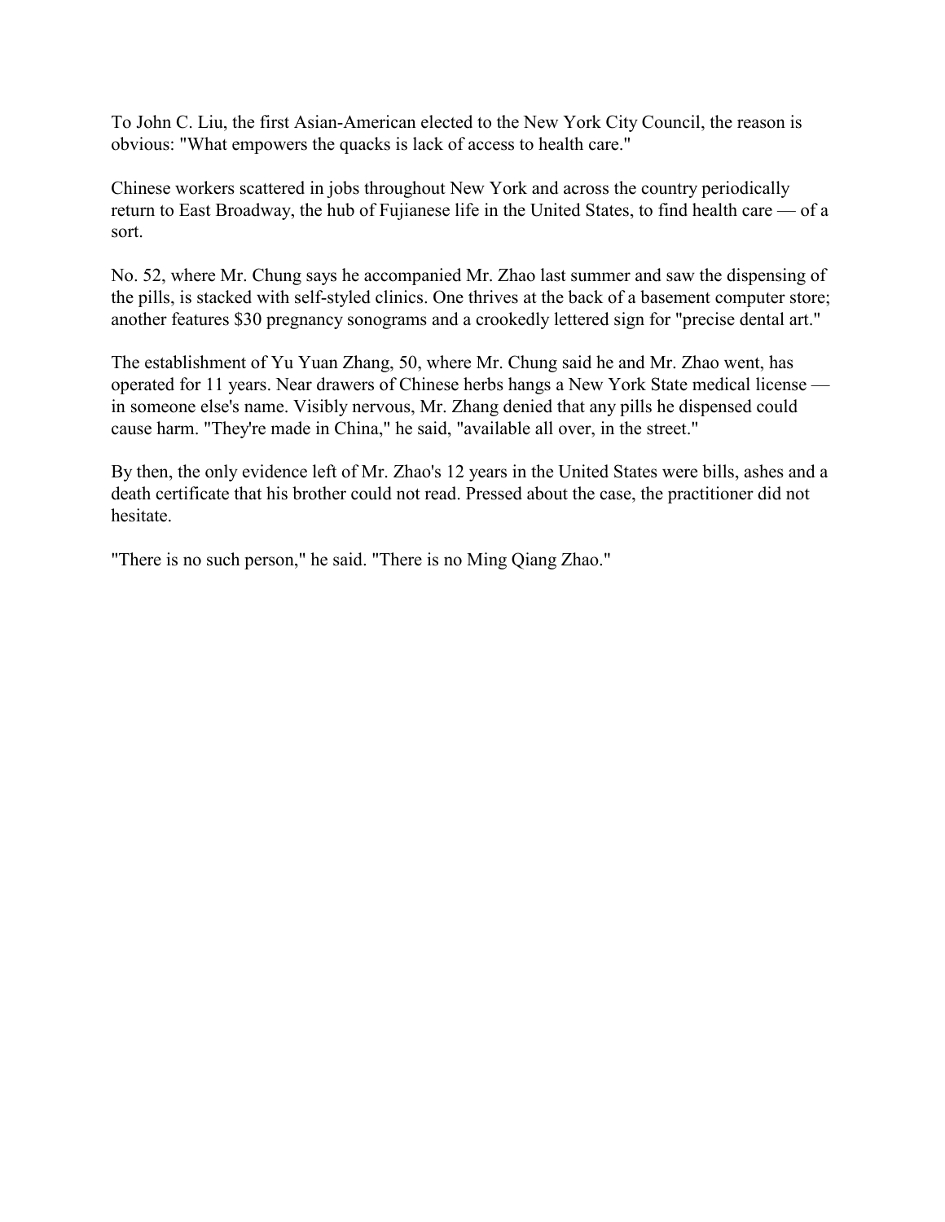To John C. Liu, the first Asian-American elected to the New York City Council, the reason is obvious: "What empowers the quacks is lack of access to health care."

Chinese workers scattered in jobs throughout New York and across the country periodically return to East Broadway, the hub of Fujianese life in the United States, to find health care — of a sort.

No. 52, where Mr. Chung says he accompanied Mr. Zhao last summer and saw the dispensing of the pills, is stacked with self-styled clinics. One thrives at the back of a basement computer store; another features $30 pregnancy sonograms and a crookedly lettered sign for "precise dental art."

The establishment of Yu Yuan Zhang, 50, where Mr. Chung said he and Mr. Zhao went, has operated for 11 years. Near drawers of Chinese herbs hangs a New York State medical license — in someone else's name. Visibly nervous, Mr. Zhang denied that any pills he dispensed could cause harm. "They're made in China," he said, "available all over, in the street."

By then, the only evidence left of Mr. Zhao's 12 years in the United States were bills, ashes and a death certificate that his brother could not read. Pressed about the case, the practitioner did not hesitate.

"There is no such person," he said. "There is no Ming Qiang Zhao."